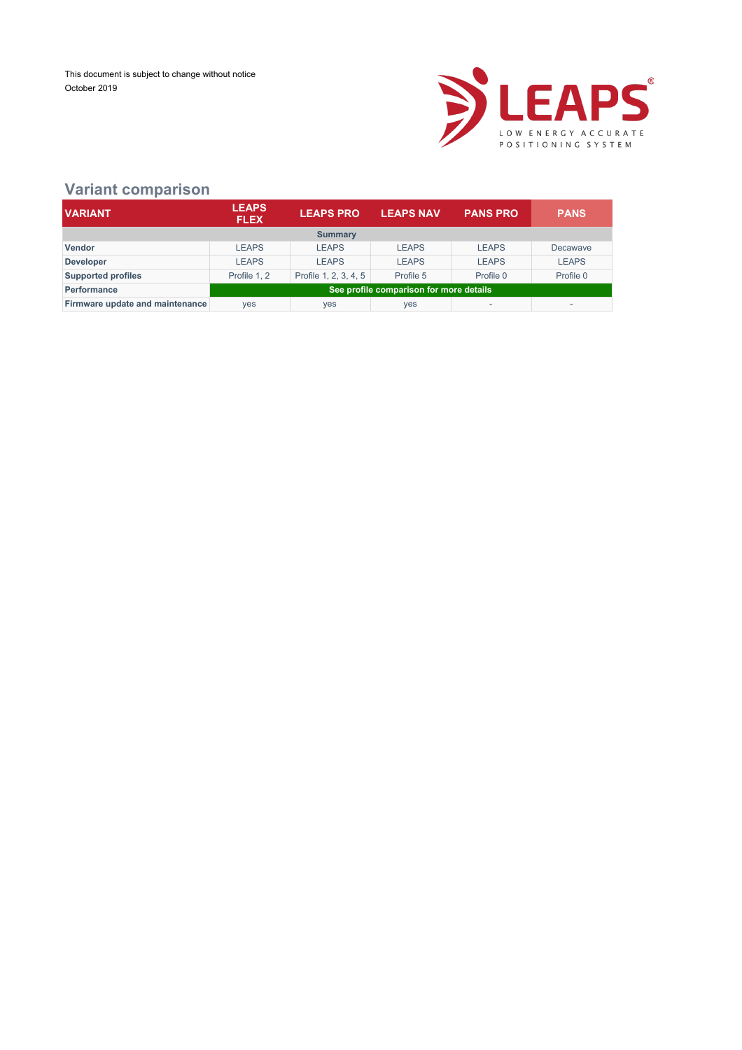This document is subject to change without notice
October 2019

LEAPS®
LOW ENERGY ACCURATE POSITIONING SYSTEM

## Variant comparison

| VARIANT | LEAPS FLEX | LEAPS PRO | LEAPS NAV | PANS PRO | PANS |
|---|---|---|---|---|---|
| **Summary** | | | | | |
| **Vendor** | LEAPS | LEAPS | LEAPS | LEAPS | Decawave |
| **Developer** | LEAPS | LEAPS | LEAPS | LEAPS | LEAPS |
| **Supported profiles** | Profile 1, 2 | Profile 1, 2, 3, 4, 5 | Profile 5 | Profile 0 | Profile 0 |
| **Performance** | See profile comparison for more details | | | | |
| **Firmware update and maintenance** | yes | yes | yes | - | - |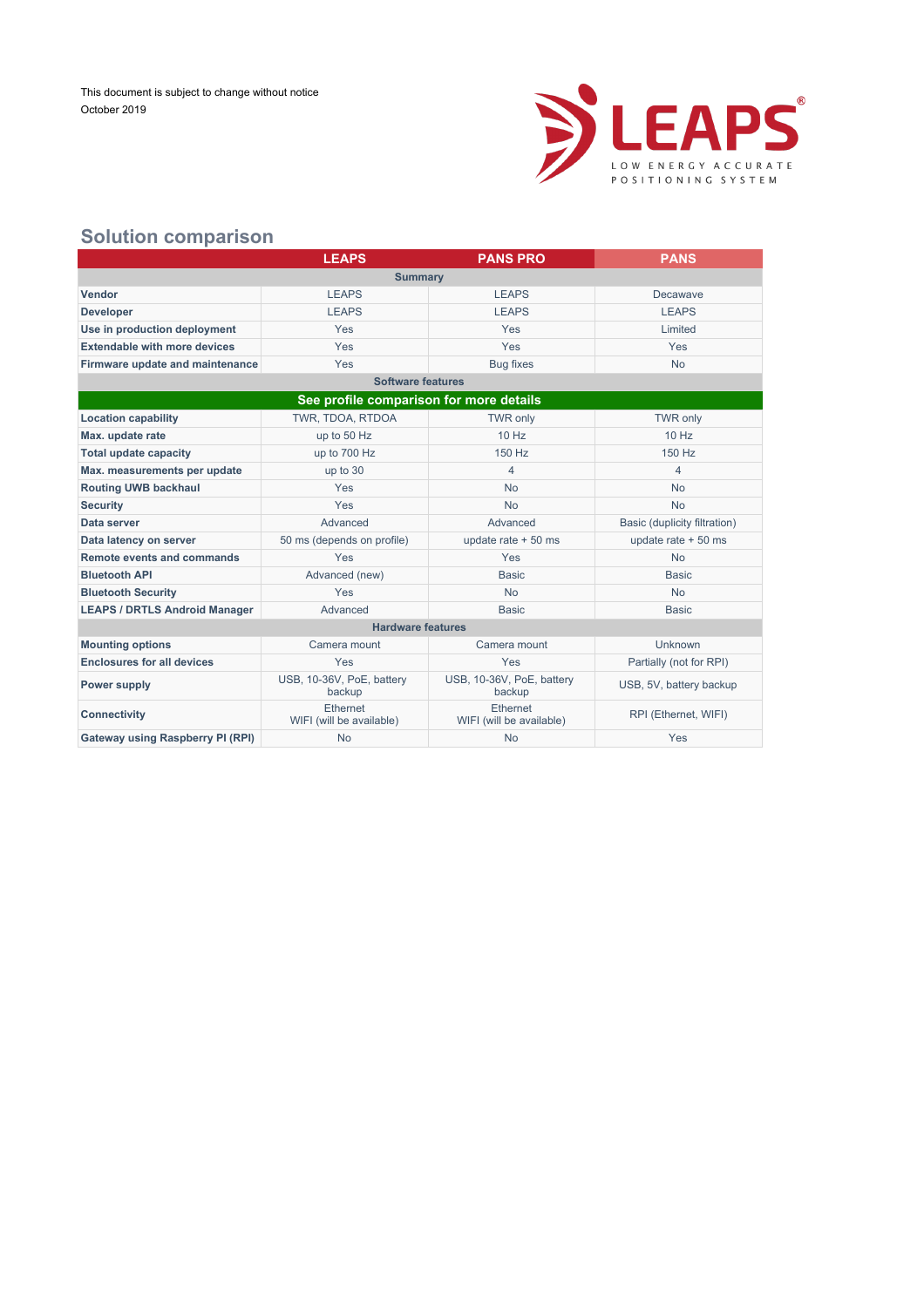This document is subject to change without notice
October 2019

LEAPS®
LOW ENERGY ACCURATE POSITIONING SYSTEM

## Solution comparison

| | LEAPS | PANS PRO | PANS |
|---|---|---|---|
| **Summary** | | | |
| **Vendor** | LEAPS | LEAPS | Decawave |
| **Developer** | LEAPS | LEAPS | LEAPS |
| **Use in production deployment** | Yes | Yes | Limited |
| **Extendable with more devices** | Yes | Yes | Yes |
| **Firmware update and maintenance** | Yes | Bug fixes | No |
| **Software features** | | | |
| **See profile comparison for more details** | | | |
| **Location capability** | TWR, TDOA, RTDOA | TWR only | TWR only |
| **Max. update rate** | up to 50 Hz | 10 Hz | 10 Hz |
| **Total update capacity** | up to 700 Hz | 150 Hz | 150 Hz |
| **Max. measurements per update** | up to 30 | 4 | 4 |
| **Routing UWB backhaul** | Yes | No | No |
| **Security** | Yes | No | No |
| **Data server** | Advanced | Advanced | Basic (duplicity filtration) |
| **Data latency on server** | 50 ms (depends on profile) | update rate + 50 ms | update rate + 50 ms |
| **Remote events and commands** | Yes | Yes | No |
| **Bluetooth API** | Advanced (new) | Basic | Basic |
| **Bluetooth Security** | Yes | No | No |
| **LEAPS / DRTLS Android Manager** | Advanced | Basic | Basic |
| **Hardware features** | | | |
| **Mounting options** | Camera mount | Camera mount | Unknown |
| **Enclosures for all devices** | Yes | Yes | Partially (not for RPI) |
| **Power supply** | USB, 10-36V, PoE, battery backup | USB, 10-36V, PoE, battery backup | USB, 5V, battery backup |
| **Connectivity** | Ethernet WIFI (will be available) | Ethernet WIFI (will be available) | RPI (Ethernet, WIFI) |
| **Gateway using Raspberry PI (RPI)** | No | No | Yes |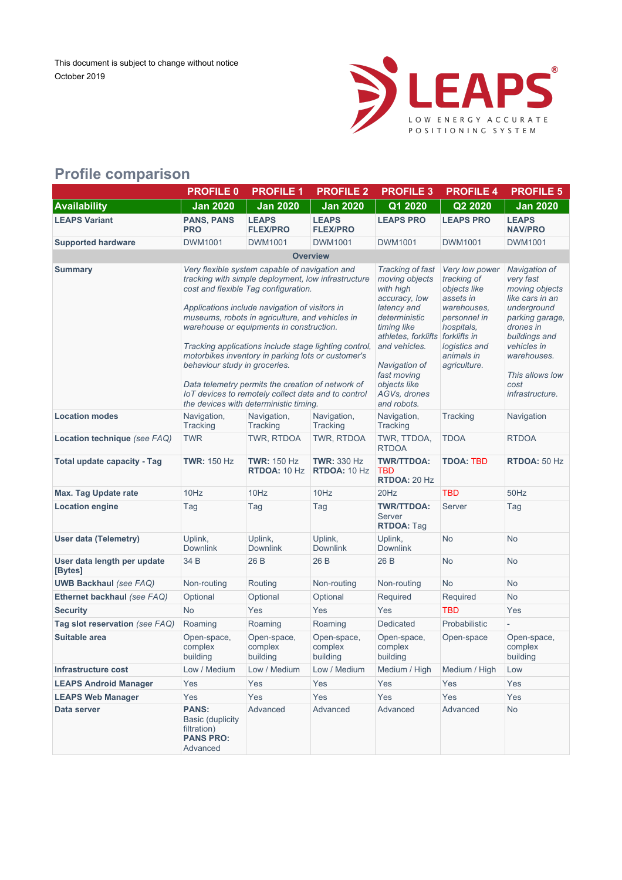This document is subject to change without notice
October 2019

LEAPS
LOW ENERGY ACCURATE POSITIONING SYSTEM

## Profile comparison

| | PROFILE 0 | PROFILE 1 | PROFILE 2 | PROFILE 3 | PROFILE 4 | PROFILE 5 |
|---|---|---|---|---|---|---|
| **Availability** | **Jan 2020** | **Jan 2020** | **Jan 2020** | **Q1 2020** | **Q2 2020** | **Jan 2020** |
| **LEAPS Variant** | **PANS, PANS PRO** | **LEAPS FLEX/PRO** | **LEAPS FLEX/PRO** | **LEAPS PRO** | **LEAPS PRO** | **LEAPS NAV/PRO** |
| **Supported hardware** | DWM1001 | DWM1001 | DWM1001 | DWM1001 | DWM1001 | DWM1001 |
| | | | **Overview** | | | |
| **Summary** | *Very flexible system capable of navigation and tracking with simple deployment, low infrastructure cost and flexible Tag configuration.<br><br>Applications include navigation of visitors in museums, robots in agriculture, and vehicles in warehouse or equipments in construction.<br><br>Tracking applications include stage lighting control, motorbikes inventory in parking lots or customer's behaviour study in groceries.<br><br>Data telemetry permits the creation of network of IoT devices to remotely collect data and to control the devices with deterministic timing.* | | | *Tracking of fast moving objects with high accuracy, low latency and deterministic timing like athletes, forklifts and vehicles.<br><br>Navigation of fast moving objects like AGVs, drones and robots.* | *Very low power tracking of objects like assets in warehouses, personnel in hospitals, forklifts in logistics and animals in agriculture.* | *Navigation of very fast moving objects like cars in an underground parking garage, drones in buildings and vehicles in warehouses.<br><br>This allows low cost infrastructure.* |
| **Location modes** | Navigation, Tracking | Navigation, Tracking | Navigation, Tracking | Navigation, Tracking | Tracking | Navigation |
| **Location technique** *(see FAQ)* | TWR | TWR, RTDOA | TWR, RTDOA | TWR, TTDOA, RTDOA | TDOA | RTDOA |
| **Total update capacity - Tag** | **TWR:** 150 Hz | **TWR:** 150 Hz<br>**RTDOA:** 10 Hz | **TWR:** 330 Hz<br>**RTDOA:** 10 Hz | **TWR/TTDOA:** TBD<br>**RTDOA:** 20 Hz | **TDOA:** TBD | **RTDOA:** 50 Hz |
| **Max. Tag Update rate** | 10Hz | 10Hz | 10Hz | 20Hz | TBD | 50Hz |
| **Location engine** | Tag | Tag | Tag | **TWR/TTDOA:** Server<br>**RTDOA:** Tag | Server | Tag |
| **User data (Telemetry)** | Uplink, Downlink | Uplink, Downlink | Uplink, Downlink | Uplink, Downlink | No | No |
| **User data length per update [Bytes]** | 34 B | 26 B | 26 B | 26 B | No | No |
| **UWB Backhaul** *(see FAQ)* | Non-routing | Routing | Non-routing | Non-routing | No | No |
| **Ethernet backhaul** *(see FAQ)* | Optional | Optional | Optional | Required | Required | No |
| **Security** | No | Yes | Yes | Yes | TBD | Yes |
| **Tag slot reservation** *(see FAQ)* | Roaming | Roaming | Roaming | Dedicated | Probabilistic | - |
| **Suitable area** | Open-space, complex building | Open-space, complex building | Open-space, complex building | Open-space, complex building | Open-space | Open-space, complex building |
| **Infrastructure cost** | Low / Medium | Low / Medium | Low / Medium | Medium / High | Medium / High | Low |
| **LEAPS Android Manager** | Yes | Yes | Yes | Yes | Yes | Yes |
| **LEAPS Web Manager** | Yes | Yes | Yes | Yes | Yes | Yes |
| **Data server** | **PANS:** Basic (duplicity filtration)<br>**PANS PRO:** Advanced | Advanced | Advanced | Advanced | Advanced | No |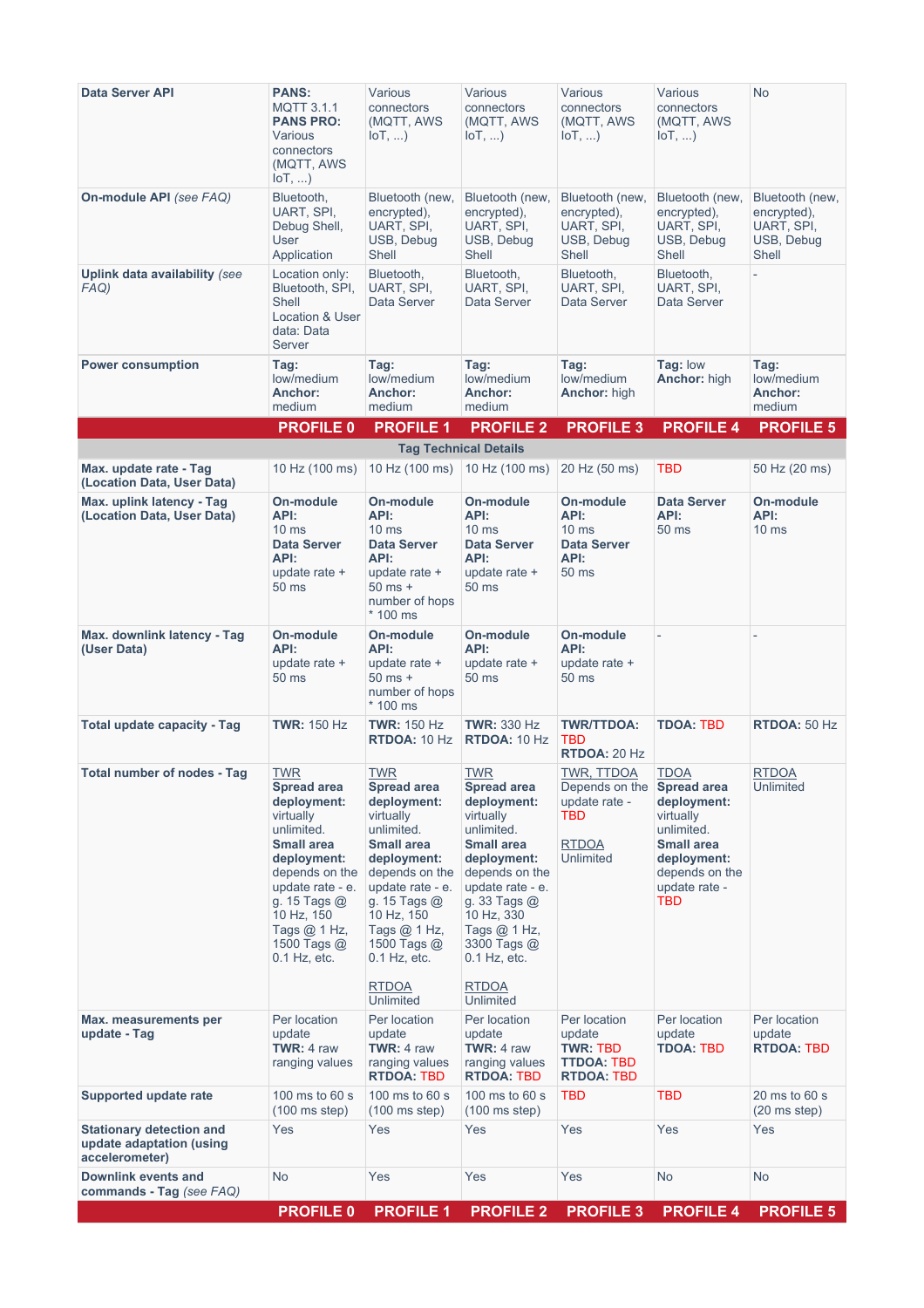| | | | | | | |
|---|---|---|---|---|---|---|
| **Data Server API** | **PANS:** MQTT 3.1.1 **PANS PRO:** Various connectors (MQTT, AWS IoT, ...) | Various connectors (MQTT, AWS IoT, ...) | Various connectors (MQTT, AWS IoT, ...) | Various connectors (MQTT, AWS IoT, ...) | Various connectors (MQTT, AWS IoT, ...) | No |
| **On-module API** *(see FAQ)* | Bluetooth, UART, SPI, Debug Shell, User Application | Bluetooth (new, encrypted), UART, SPI, USB, Debug Shell | Bluetooth (new, encrypted), UART, SPI, USB, Debug Shell | Bluetooth (new, encrypted), UART, SPI, USB, Debug Shell | Bluetooth (new, encrypted), UART, SPI, USB, Debug Shell | Bluetooth (new, encrypted), UART, SPI, USB, Debug Shell |
| **Uplink data availability** *(see FAQ)* | Location only: Bluetooth, SPI, Shell Location & User data: Data Server | Bluetooth, UART, SPI, Data Server | Bluetooth, UART, SPI, Data Server | Bluetooth, UART, SPI, Data Server | Bluetooth, UART, SPI, Data Server | - |
| **Power consumption** | **Tag:** low/medium **Anchor:** medium | **Tag:** low/medium **Anchor:** medium | **Tag:** low/medium **Anchor:** medium | **Tag:** low/medium **Anchor:** high | **Tag:** low **Anchor:** high | **Tag:** low/medium **Anchor:** medium |
| | **PROFILE 0** | **PROFILE 1** | **PROFILE 2** | **PROFILE 3** | **PROFILE 4** | **PROFILE 5** |
| **Tag Technical Details** | | | | | | |
| **Max. update rate - Tag (Location Data, User Data)** | 10 Hz (100 ms) | 10 Hz (100 ms) | 10 Hz (100 ms) | 20 Hz (50 ms) | TBD | 50 Hz (20 ms) |
| **Max. uplink latency - Tag (Location Data, User Data)** | **On-module API:** 10 ms **Data Server API:** update rate + 50 ms | **On-module API:** 10 ms **Data Server API:** update rate + 50 ms + number of hops * 100 ms | **On-module API:** 10 ms **Data Server API:** update rate + 50 ms | **On-module API:** 10 ms **Data Server API:** 50 ms | **Data Server API:** 50 ms | **On-module API:** 10 ms |
| **Max. downlink latency - Tag (User Data)** | **On-module API:** update rate + 50 ms | **On-module API:** update rate + 50 ms + number of hops * 100 ms | **On-module API:** update rate + 50 ms | **On-module API:** update rate + 50 ms | - | - |
| **Total update capacity - Tag** | **TWR:** 150 Hz | **TWR:** 150 Hz **RTDOA:** 10 Hz | **TWR:** 330 Hz **RTDOA:** 10 Hz | **TWR/TTDOA:** TBD **RTDOA:** 20 Hz | **TDOA:** TBD | **RTDOA:** 50 Hz |
| **Total number of nodes - Tag** | TWR **Spread area deployment:** virtually unlimited. **Small area deployment:** depends on the update rate - e. g. 15 Tags @ 10 Hz, 150 Tags @ 1 Hz, 1500 Tags @ 0.1 Hz, etc. | TWR **Spread area deployment:** virtually unlimited. **Small area deployment:** depends on the update rate - e. g. 15 Tags @ 10 Hz, 150 Tags @ 1 Hz, 1500 Tags @ 0.1 Hz, etc. RTDOA Unlimited | TWR **Spread area deployment:** virtually unlimited. **Small area deployment:** depends on the update rate - e. g. 33 Tags @ 10 Hz, 330 Tags @ 1 Hz, 3300 Tags @ 0.1 Hz, etc. RTDOA Unlimited | TWR, TTDOA Depends on the update rate - TBD RTDOA Unlimited | TDOA **Spread area deployment:** virtually unlimited. **Small area deployment:** depends on the update rate - TBD | RTDOA Unlimited |
| **Max. measurements per update - Tag** | Per location update **TWR:** 4 raw ranging values | Per location update **TWR:** 4 raw ranging values **RTDOA:** TBD | Per location update **TWR:** 4 raw ranging values **RTDOA:** TBD | Per location update **TWR:** TBD **TTDOA:** TBD **RTDOA:** TBD | Per location update **TDOA:** TBD | Per location update **RTDOA:** TBD |
| **Supported update rate** | 100 ms to 60 s (100 ms step) | 100 ms to 60 s (100 ms step) | 100 ms to 60 s (100 ms step) | TBD | TBD | 20 ms to 60 s (20 ms step) |
| **Stationary detection and update adaptation (using accelerometer)** | Yes | Yes | Yes | Yes | Yes | Yes |
| **Downlink events and commands - Tag** *(see FAQ)* | No | Yes | Yes | Yes | No | No |
| | **PROFILE 0** | **PROFILE 1** | **PROFILE 2** | **PROFILE 3** | **PROFILE 4** | **PROFILE 5** |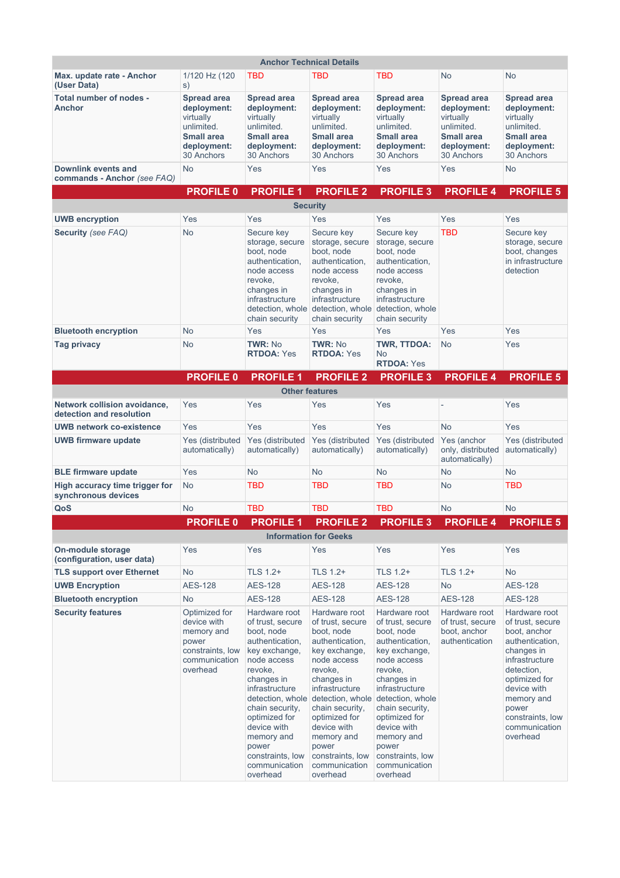| | | | | | | |
|---|---|---|---|---|---|---|
| **Anchor Technical Details** | | | | | | |
| **Max. update rate - Anchor (User Data)** | 1/120 Hz (120 s) | TBD | TBD | TBD | No | No |
| **Total number of nodes - Anchor** | **Spread area deployment:** virtually unlimited. **Small area deployment:** 30 Anchors | **Spread area deployment:** virtually unlimited. **Small area deployment:** 30 Anchors | **Spread area deployment:** virtually unlimited. **Small area deployment:** 30 Anchors | **Spread area deployment:** virtually unlimited. **Small area deployment:** 30 Anchors | **Spread area deployment:** virtually unlimited. **Small area deployment:** 30 Anchors | **Spread area deployment:** virtually unlimited. **Small area deployment:** 30 Anchors |
| **Downlink events and commands - Anchor** *(see FAQ)* | No | Yes | Yes | Yes | Yes | No |
| | **PROFILE 0** | **PROFILE 1** | **PROFILE 2** | **PROFILE 3** | **PROFILE 4** | **PROFILE 5** |
| **Security** | | | | | | |
| **UWB encryption** | Yes | Yes | Yes | Yes | Yes | Yes |
| **Security** *(see FAQ)* | No | Secure key storage, secure boot, node authentication, node access revoke, changes in infrastructure detection, whole chain security | Secure key storage, secure boot, node authentication, node access revoke, changes in infrastructure detection, whole chain security | Secure key storage, secure boot, node authentication, node access revoke, changes in infrastructure detection, whole chain security | TBD | Secure key storage, secure boot, changes in infrastructure detection |
| **Bluetooth encryption** | No | Yes | Yes | Yes | Yes | Yes |
| **Tag privacy** | No | **TWR:** No **RTDOA:** Yes | **TWR:** No **RTDOA:** Yes | **TWR, TTDOA:** No **RTDOA:** Yes | No | Yes |
| | **PROFILE 0** | **PROFILE 1** | **PROFILE 2** | **PROFILE 3** | **PROFILE 4** | **PROFILE 5** |
| **Other features** | | | | | | |
| **Network collision avoidance, detection and resolution** | Yes | Yes | Yes | Yes | - | Yes |
| **UWB network co-existence** | Yes | Yes | Yes | Yes | No | Yes |
| **UWB firmware update** | Yes (distributed automatically) | Yes (distributed automatically) | Yes (distributed automatically) | Yes (distributed automatically) | Yes (anchor only, distributed automatically) | Yes (distributed automatically) |
| **BLE firmware update** | Yes | No | No | No | No | No |
| **High accuracy time trigger for synchronous devices** | No | TBD | TBD | TBD | No | TBD |
| **QoS** | No | TBD | TBD | TBD | No | No |
| | **PROFILE 0** | **PROFILE 1** | **PROFILE 2** | **PROFILE 3** | **PROFILE 4** | **PROFILE 5** |
| **Information for Geeks** | | | | | | |
| **On-module storage (configuration, user data)** | Yes | Yes | Yes | Yes | Yes | Yes |
| **TLS support over Ethernet** | No | TLS 1.2+ | TLS 1.2+ | TLS 1.2+ | TLS 1.2+ | No |
| **UWB Encryption** | AES-128 | AES-128 | AES-128 | AES-128 | No | AES-128 |
| **Bluetooth encryption** | No | AES-128 | AES-128 | AES-128 | AES-128 | AES-128 |
| **Security features** | Optimized for device with memory and power constraints, low communication overhead | Hardware root of trust, secure boot, node authentication, key exchange, node access revoke, changes in infrastructure detection, whole chain security, optimized for device with memory and power constraints, low communication overhead | Hardware root of trust, secure boot, node authentication, key exchange, node access revoke, changes in infrastructure detection, whole chain security, optimized for device with memory and power constraints, low communication overhead | Hardware root of trust, secure boot, node authentication, key exchange, node access revoke, changes in infrastructure detection, whole chain security, optimized for device with memory and power constraints, low communication overhead | Hardware root of trust, secure boot, anchor authentication | Hardware root of trust, secure boot, anchor authentication, changes in infrastructure detection, optimized for device with memory and power constraints, low communication overhead |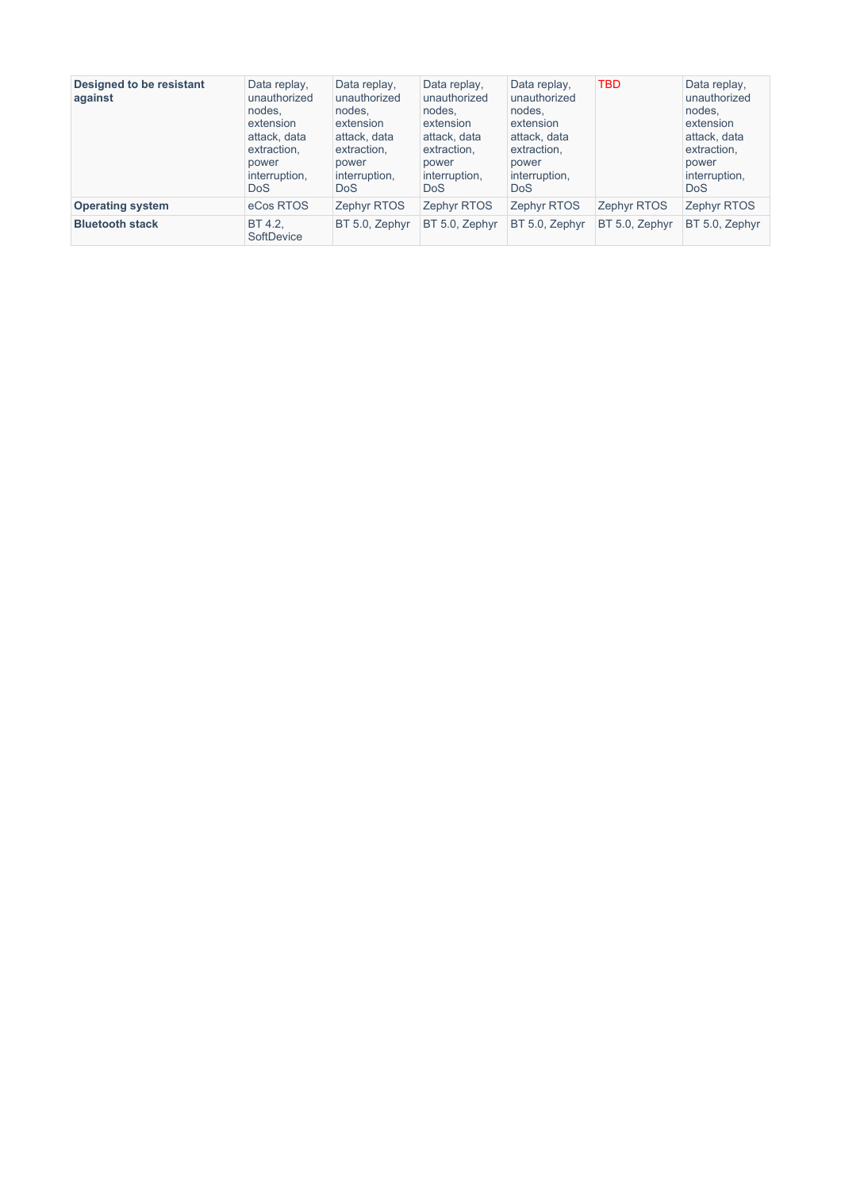| **Designed to be resistant against** | Data replay, unauthorized nodes, extension attack, data extraction, power interruption, DoS | Data replay, unauthorized nodes, extension attack, data extraction, power interruption, DoS | Data replay, unauthorized nodes, extension attack, data extraction, power interruption, DoS | Data replay, unauthorized nodes, extension attack, data extraction, power interruption, DoS | TBD | Data replay, unauthorized nodes, extension attack, data extraction, power interruption, DoS |
|---|---|---|---|---|---|---|
| **Operating system** | eCos RTOS | Zephyr RTOS | Zephyr RTOS | Zephyr RTOS | Zephyr RTOS | Zephyr RTOS |
| **Bluetooth stack** | BT 4.2, SoftDevice | BT 5.0, Zephyr | BT 5.0, Zephyr | BT 5.0, Zephyr | BT 5.0, Zephyr | BT 5.0, Zephyr |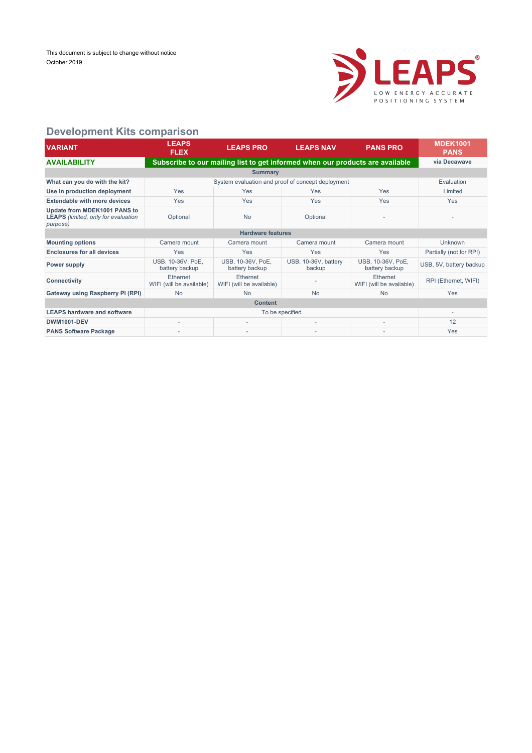This document is subject to change without notice
October 2019

## Development Kits comparison

| VARIANT | LEAPS FLEX | LEAPS PRO | LEAPS NAV | PANS PRO | MDEK1001 PANS |
|---|---|---|---|---|---|
| **AVAILABILITY** | **Subscribe to our mailing list to get informed when our products are available** | | | | **via Decawave** |
| **Summary** | | | | | |
| **What can you do with the kit?** | System evaluation and proof of concept deployment | | | | Evaluation |
| **Use in production deployment** | Yes | Yes | Yes | Yes | Limited |
| **Extendable with more devices** | Yes | Yes | Yes | Yes | Yes |
| **Update from MDEK1001 PANS to LEAPS** *(limited, only for evaluation purpose)* | Optional | No | Optional | - | - |
| **Hardware features** | | | | | |
| **Mounting options** | Camera mount | Camera mount | Camera mount | Camera mount | Unknown |
| **Enclosures for all devices** | Yes | Yes | Yes | Yes | Partially (not for RPI) |
| **Power supply** | USB, 10-36V, PoE, battery backup | USB, 10-36V, PoE, battery backup | USB, 10-36V, battery backup | USB, 10-36V, PoE, battery backup | USB, 5V, battery backup |
| **Connectivity** | Ethernet WIFI (will be available) | Ethernet WIFI (will be available) | - | Ethernet WIFI (will be available) | RPI (Ethernet, WIFI) |
| **Gateway using Raspberry PI (RPI)** | No | No | No | No | Yes |
| **Content** | | | | | |
| **LEAPS hardware and software** | To be specified | | | | - |
| **DWM1001-DEV** | - | - | - | - | 12 |
| **PANS Software Package** | - | - | - | - | Yes |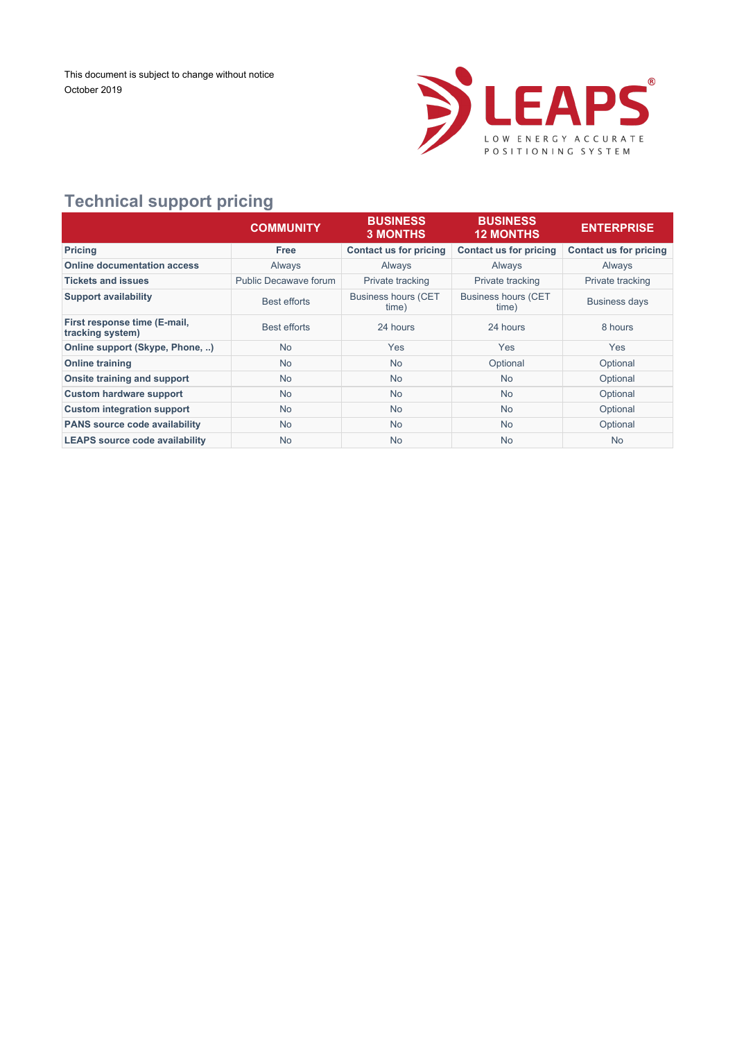This document is subject to change without notice
October 2019

LEAPS®
LOW ENERGY ACCURATE POSITIONING SYSTEM

## Technical support pricing

| | COMMUNITY | BUSINESS 3 MONTHS | BUSINESS 12 MONTHS | ENTERPRISE |
|---|---|---|---|---|
| **Pricing** | **Free** | **Contact us for pricing** | **Contact us for pricing** | **Contact us for pricing** |
| **Online documentation access** | Always | Always | Always | Always |
| **Tickets and issues** | Public Decawave forum | Private tracking | Private tracking | Private tracking |
| **Support availability** | Best efforts | Business hours (CET time) | Business hours (CET time) | Business days |
| **First response time (E-mail, tracking system)** | Best efforts | 24 hours | 24 hours | 8 hours |
| **Online support (Skype, Phone, ..)** | No | Yes | Yes | Yes |
| **Online training** | No | No | Optional | Optional |
| **Onsite training and support** | No | No | No | Optional |
| **Custom hardware support** | No | No | No | Optional |
| **Custom integration support** | No | No | No | Optional |
| **PANS source code availability** | No | No | No | Optional |
| **LEAPS source code availability** | No | No | No | No |